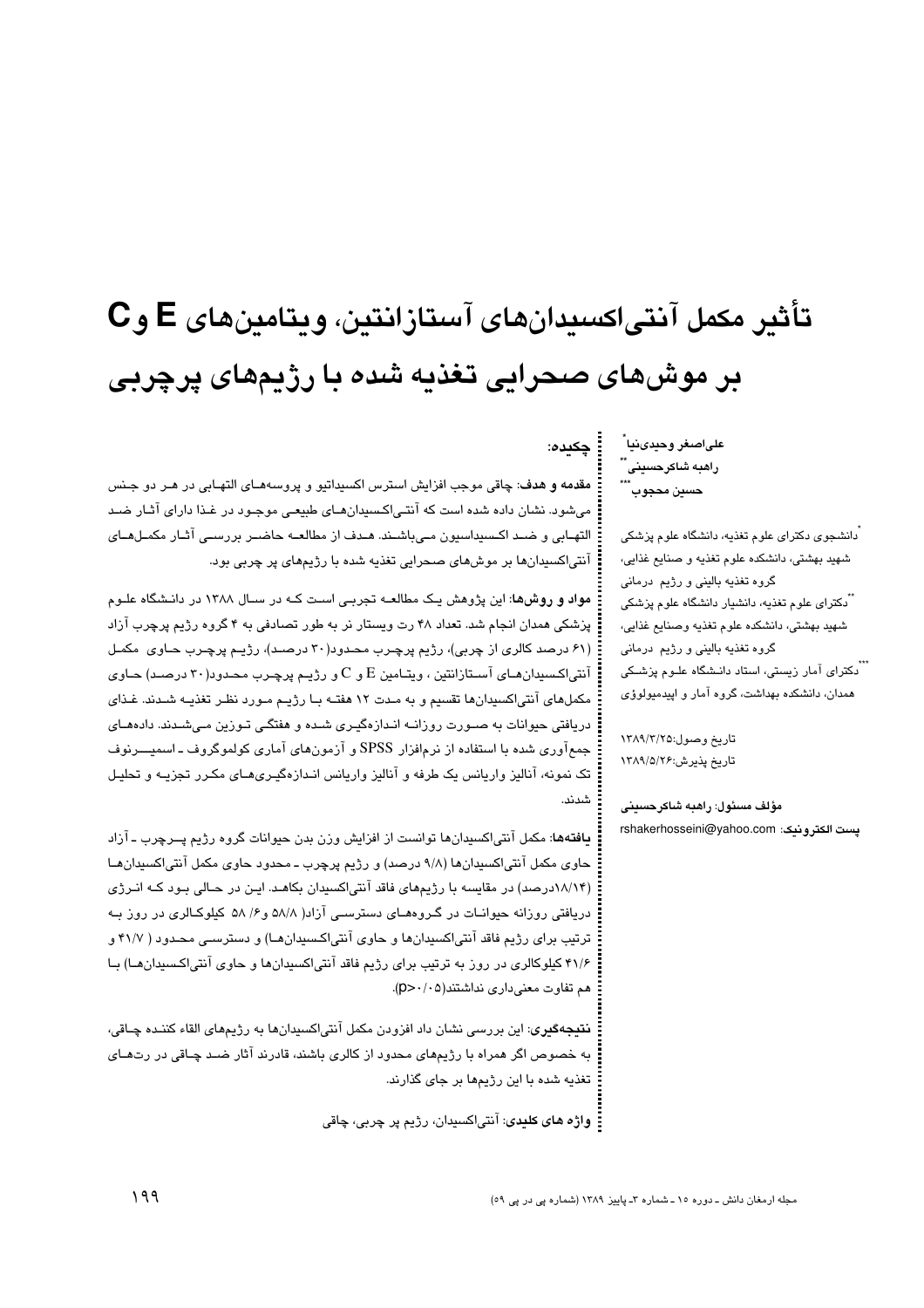# تأثیر مکمل آنتی‌اکسیدان‌های آستازانتین، ویتامین‌های E و C بر موش‌های صحرایی تغذیه شده با رژیم‌های پرچربی

علی‌اصغر وحیدی‌نیا [*]
راهبه شاکرحسینی [**]
حسین محجوب [***]

[*] دانشجوی دکترای علوم تغذیه، دانشگاه علوم پزشکی شهید بهشتی، دانشکده علوم تغذیه و صنایع غذایی، گروه تغذیه بالینی و رژیم درمانی
[**] دکترای علوم تغذیه، دانشیار دانشگاه علوم پزشکی شهید بهشتی، دانشکده علوم تغذیه وصنایع غذایی، گروه تغذیه بالینی و رژیم درمانی
[***] دکترای آمار زیستی، استاد دانشگاه علوم پزشکی همدان، دانشکده بهداشت، گروه آمار و اپیدمیولوژی

تاریخ وصول:۱۳۸۹/۳/۲۵
تاریخ پذیرش:۱۳۸۹/۵/۲۶

مؤلف مسئول: راهبه شاکرحسینی
پست الکترونیک: rshakerhosseini@yahoo.com

## چکیده:

**مقدمه و هدف**: چاقی موجب افزایش استرس اکسیداتیو و پروسه‌های التهابی در هر دو جنس می‌شود. نشان داده شده است که آنتی‌اکسیدان‌های طبیعی موجود در غذا دارای آثار ضد التهابی و ضد اکسیداسیون می‌باشند. هدف از مطالعه حاضر بررسی آثار مکمل‌های آنتی‌اکسیدان‌ها بر موش‌های صحرایی تغذیه شده با رژیم‌های پر چربی بود.

**مواد و روش‌ها**: این پژوهش یک مطالعه تجربی است که در سال ۱۳۸۸ در دانشگاه علوم پزشکی همدان انجام شد. تعداد ۴۸ رت ویستار نر به طور تصادفی به ۴ گروه رژیم پرچرب آزاد (۶۱ درصد کالری از چربی)، رژیم پرچرب محدود(۳۰ درصد)، رژیم پرچرب حاوی مکمل آنتی‌اکسیدان‌های آستازانتین ، ویتامین E و C و رژیم پرچرب محدود(۳۰ درصد) حاوی مکمل‌های آنتی‌اکسیدان‌ها تقسیم و به مدت ۱۲ هفته با رژیم مورد نظر تغذیه شدند. غذای دریافتی حیوانات به صورت روزانه اندازه‌گیری شده و هفتگی توزین می‌شدند. داده‌های جمع‌آوری شده با استفاده از نرم‌افزار SPSS و آزمون‌های آماری کولموگروف ـ اسمیرنوف تک نمونه، آنالیز واریانس یک طرفه و آنالیز واریانس اندازه‌گیری‌های مکرر تجزیه و تحلیل شدند.

**یافته‌ها**: مکمل آنتی‌اکسیدان‌ها توانست از افزایش وزن بدن حیوانات گروه رژیم پرچرب ـ آزاد حاوی مکمل آنتی‌اکسیدان‌ها (۹/۸ درصد) و رژیم پرچرب ـ محدود حاوی مکمل آنتی‌اکسیدان‌ها (۱۸/۱۴درصد) در مقایسه با رژیم‌های فاقد آنتی‌اکسیدان بکاهد. این در حالی بود که انرژی دریافتی روزانه حیوانات در گروه‌های دسترسی آزاد( ۵۸/۸ و ۵۸/۶ کیلوکالری در روز به ترتیب برای رژیم فاقد آنتی‌اکسیدان‌ها و حاوی آنتی‌اکسیدان‌ها) و دسترسی محدود ( ۴۱/۷ و ۴۱/۶ کیلوکالری در روز به ترتیب برای رژیم فاقد آنتی‌اکسیدان‌ها و حاوی آنتی‌اکسیدان‌ها) با هم تفاوت معنی‌داری نداشتند($p>0.05$).

**نتیجه‌گیری**: این بررسی نشان داد افزودن مکمل آنتی‌اکسیدان‌ها به رژیم‌های القاء کننده چاقی، به خصوص اگر همراه با رژیم‌های محدود از کالری باشند، قادرند آثار ضد چاقی در رت‌های تغذیه شده با این رژیم‌ها بر جای گذارند.

**واژه های کلیدی**: آنتی‌اکسیدان، رژیم پر چربی، چاقی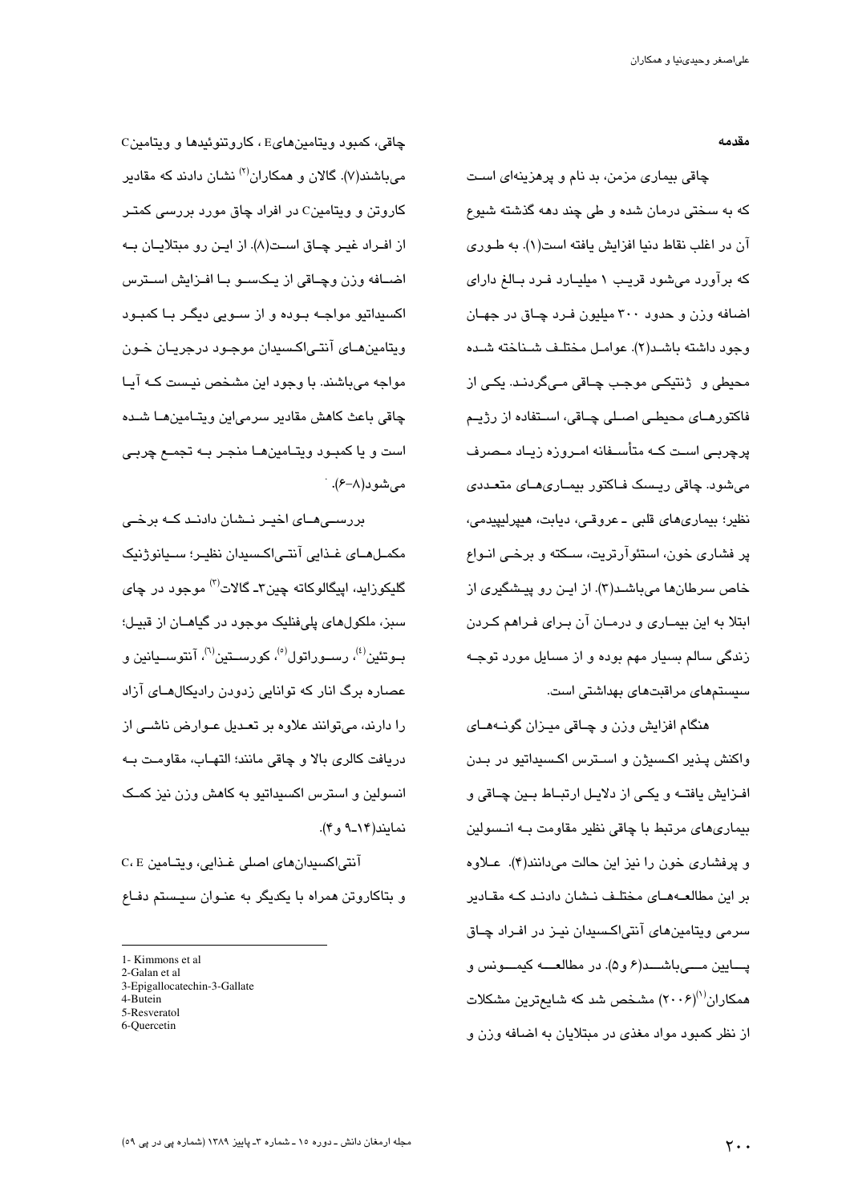### مقدمه

چاقی بیماری مزمن، بد نام و پرهزینه‌ای است که به سختی درمان شده و طی چند دهه گذشته شیوع آن در اغلب نقاط دنیا افزایش یافته است(۱). به طوری که برآورد می‌شود قریب ۱ میلیارد فرد بالغ دارای اضافه وزن و حدود ۳۰۰ میلیون فرد چاق در جهان وجود داشته باشد(۲). عوامل مختلف شناخته شده محیطی و ژنتیکی موجب چاقی می‌گردند. یکی از فاکتورهای محیطی اصلی چاقی، استفاده از رژیم پرچربی است که متأسفانه امروزه زیاد مصرف می‌شود. چاقی ریسک فاکتور بیماری‌های متعددی نظیر؛ بیماری‌های قلبی ـ عروقی، دیابت، هیپرلیپیدمی، پر فشاری خون، استئوآرتریت، سکته و برخی انواع خاص سرطان‌ها می‌باشد(۳). از این رو پیشگیری از ابتلا به این بیماری و درمان آن برای فراهم کردن زندگی سالم بسیار مهم بوده و از مسایل مورد توجه سیستم‌های مراقبت‌های بهداشتی است.

هنگام افزایش وزن و چاقی میزان گونه‌های واکنش پذیر اکسیژن و استرس اکسیداتیو در بدن افزایش یافته و یکی از دلایل ارتباط بین چاقی و بیماری‌های مرتبط با چاقی نظیر مقاومت به انسولین و پرفشاری خون را نیز این حالت می‌دانند(۴). علاوه بر این مطالعه‌های مختلف نشان دادند که مقادیر سرمی ویتامین‌های آنتی‌اکسیدان نیز در افراد چاق پایین می‌باشد(۶ و۵). در مطالعه کیمونس و همکاران[1](۲۰۰۶) مشخص شد که شایع‌ترین مشکلات از نظر کمبود مواد مغذی در مبتلایان به اضافه وزن و چاقی، کمبود ویتامین‌های E ، کاروتنوئیدها و ویتامین C می‌باشند(۷). گالان و همکاران[2] نشان دادند که مقادیر کاروتن و ویتامین C در افراد چاق مورد بررسی کمتر از افراد غیر چاق است(۸). از این رو مبتلایان به اضافه وزن وچاقی از یکسو با افزایش استرس اکسیداتیو مواجه بوده و از سویی دیگر با کمبود ویتامین‌های آنتی‌اکسیدان موجود درجریان خون مواجه می‌باشند. با وجود این مشخص نیست که آیا چاقی باعث کاهش مقادیر سرمی‌این ویتامین‌ها شده است و یا کمبود ویتامین‌ها منجر به تجمع چربی می‌شود(۸-۶).

بررسی‌های اخیر نشان دادند که برخی مکمل‌های غذایی آنتی‌اکسیدان نظیر؛ سیانوژنیک گلیکوزاید، اپیگالوکاته چین۳ـ گالات[3] موجود در چای سبز، ملکول‌های پلی‌فنلیک موجود در گیاهان از قبیل؛ بوتئین[4]، رسوراتول[5]، کورستین[6]، آنتوسیانین و عصاره برگ انار که توانایی زدودن رادیکال‌های آزاد را دارند، می‌توانند علاوه بر تعدیل عوارض ناشی از دریافت کالری بالا و چاقی مانند؛ التهاب، مقاومت به انسولین و استرس اکسیداتیو به کاهش وزن نیز کمک نمایند(۱۴ـ۹ و ۴).

آنتی‌اکسیدان‌های اصلی غذایی، ویتامین C، E و بتاکاروتن همراه با یکدیگر به عنوان سیستم دفاع

---

1- Kimmons et al
2-Galan et al
3-Epigallocatechin-3-Gallate
4-Butein
5-Resveratol
6-Quercetin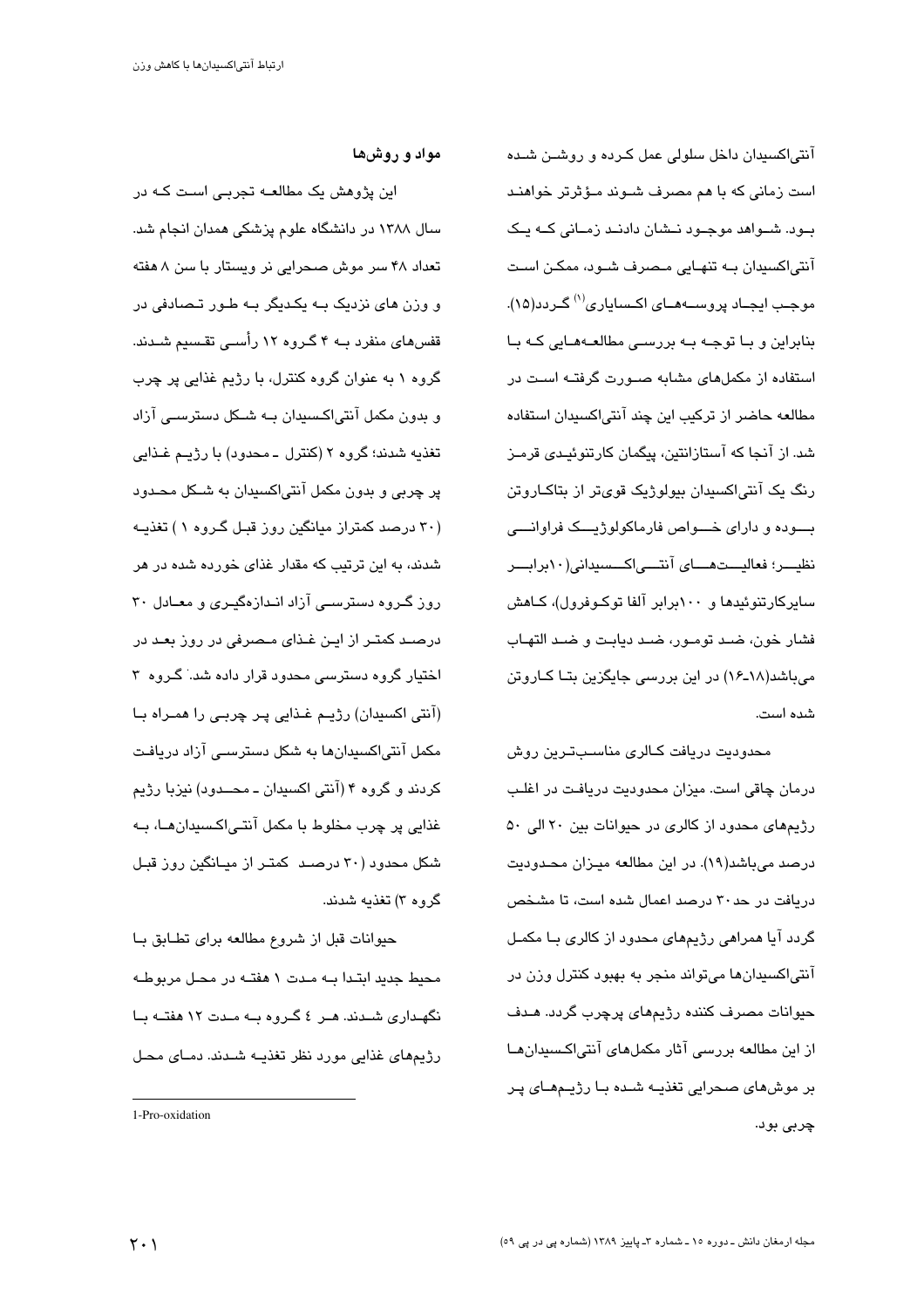آنتی‌اکسیدان داخل سلولی عمل کرده و روشن شده است زمانی که با هم مصرف شوند مؤثرتر خواهند بود. شواهد موجود نشان دادند زمانی که یک آنتی‌اکسیدان به تنهایی مصرف شود، ممکن است موجب ایجاد پروسه‌های اکسایاری[1] گردد(۱۵). بنابراین و با توجه به بررسی مطالعه‌هایی که با استفاده از مکمل‌های مشابه صورت گرفته است در مطالعه حاضر از ترکیب این چند آنتی‌اکسیدان استفاده شد. از آنجا که آستازانتین، پیگمان کارتنوئیدی قرمز رنگ یک آنتی‌اکسیدان بیولوژیک قوی‌تر از بتاکاروتن بوده و دارای خواص فارماکولوژیک فراوانی نظیر؛ فعالیت‌های آنتی‌اکسیدانی(۱۰برابر سایرکارتنوئیدها و ۱۰۰برابر آلفا توکوفرول)، کاهش فشار خون، ضد تومور، ضد دیابت و ضد التهاب می‌باشد(۱۸-۱۶) در این بررسی جایگزین بتا کاروتن شده است.

محدودیت دریافت کالری مناسب‌ترین روش درمان چاقی است. میزان محدودیت دریافت در اغلب رژیم‌های محدود از کالری در حیوانات بین ۲۰ الی ۵۰ درصد می‌باشد(۱۹). در این مطالعه میزان محدودیت دریافت در حد۳۰ درصد اعمال شده است، تا مشخص گردد آیا همراهی رژیم‌های محدود از کالری با مکمل آنتی‌اکسیدان‌ها می‌تواند منجر به بهبود کنترل وزن در حیوانات مصرف کننده رژیم‌های پرچرب گردد. هدف از این مطالعه بررسی آثار مکمل‌های آنتی‌اکسیدان‌ها بر موش‌های صحرایی تغذیه شده با رژیم‌های پر چربی بود.

## مواد و روش‌ها

این پژوهش یک مطالعه تجربی است که در سال ۱۳۸۸ در دانشگاه علوم پزشکی همدان انجام شد. تعداد ۴۸ سر موش صحرایی نر ویستار با سن ۸ هفته و وزن های نزدیک به یکدیگر به طور تصادفی در قفس‌های منفرد به ۴ گروه ۱۲ رأسی تقسیم شدند. گروه ۱ به عنوان گروه کنترل، با رژیم غذایی پر چرب و بدون مکمل آنتی‌اکسیدان به شکل دسترسی آزاد تغذیه شدند؛ گروه ۲ (کنترل ـ محدود) با رژیم غذایی پر چربی و بدون مکمل آنتی‌اکسیدان به شکل محدود (۳۰ درصد کمتراز میانگین روز قبل گروه ۱ ) تغذیه شدند، به این ترتیب که مقدار غذای خورده شده در هر روز گروه دسترسی آزاد اندازه‌گیری و معادل ۳۰ درصد کمتر از این غذای مصرفی در روز بعد در اختیار گروه دسترسی محدود قرار داده شد. گروه ۳ (آنتی اکسیدان) رژیم غذایی پر چربی را همراه با مکمل آنتی‌اکسیدان‌ها به شکل دسترسی آزاد دریافت کردند و گروه ۴ (آنتی اکسیدان ـ محدود) نیزبا رژیم غذایی پر چرب مخلوط با مکمل آنتی‌اکسیدان‌ها، به شکل محدود (۳۰ درصد کمتر از میانگین روز قبل گروه ۳) تغذیه شدند.

حیوانات قبل از شروع مطالعه برای تطابق با محیط جدید ابتدا به مدت ۱ هفته در محل مربوطه نگهداری شدند. هر ٤ گروه به مدت ۱۲ هفته با رژیم‌های غذایی مورد نظر تغذیه شدند. دمای محل

1-Pro-oxidation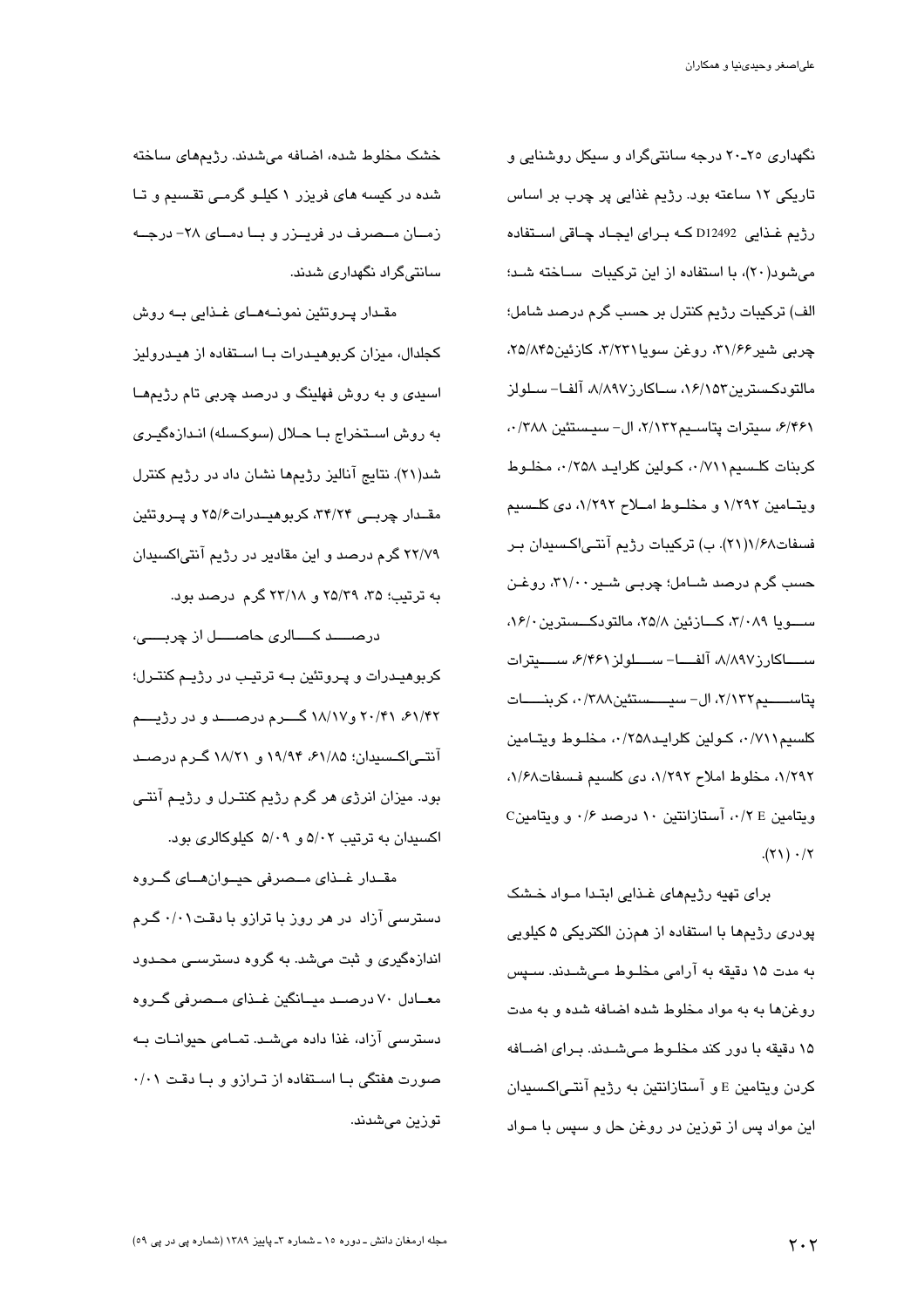نگهداری ۲۵ـ۲۰ درجه سانتی‌گراد و سیکل روشنایی و تاریکی ۱۲ ساعته بود. رژیم غذایی پر چرب بر اساس رژیم غذایی D12492 که برای ایجاد چاقی استفاده می‌شود(۲۰)، با استفاده از این ترکیبات ساخته شد؛ الف) ترکیبات رژیم کنترل بر حسب گرم درصد شامل؛ چربی شیر۳۱/۶۶، روغن سویا۳/۲۳۱، کازئین۲۵/۸۴۵، مالتودکسترین۱۶/۱۵۳، ساکارز۸/۸۹۷، آلفا- سلولز ۶/۴۶۱، سیترات پتاسیم۲/۱۳۲، ال- سیستئین ۰/۳۸۸، کربنات کلسیم۰/۷۱۱، کولین کلراید ۰/۲۵۸، مخلوط ویتامین ۱/۲۹۲ و مخلوط املاح ۱/۲۹۲، دی کلسیم فسفات۱/۶۸(۲۱). ب) ترکیبات رژیم آنتی‌اکسیدان بر حسب گرم درصد شامل؛ چربی شیر ۳۱/۰۰، روغن سویا ۳/۰۸۹، کازئین ۲۵/۸، مالتودکسترین ۱۶/۰، ساکارز۸/۸۹۷، آلفا- سلولز۶/۴۶۱، سیترات پتاسیم۲/۱۳۲، ال- سیستئین۰/۳۸۸، کربنات کلسیم۰/۷۱۱، کولین کلراید۰/۲۵۸، مخلوط ویتامین ۱/۲۹۲، مخلوط املاح ۱/۲۹۲، دی کلسیم فسفات۱/۶۸، ویتامین E ۰/۲، آستازانتین ۱۰ درصد ۰/۶ و ویتامینC ۰/۲ (۲۱).

برای تهیه رژیم‌های غذایی ابتدا مواد خشک پودری رژیم‌ها با استفاده از همزن الکتریکی ۵ کیلویی به مدت ۱۵ دقیقه به آرامی مخلوط می‌شدند. سپس روغن‌ها به به مواد مخلوط شده اضافه شده و به مدت ۱۵ دقیقه با دور کند مخلوط می‌شدند. برای اضافه کردن ویتامین E و آستازانتین به رژیم آنتی‌اکسیدان این مواد پس از توزین در روغن حل و سپس با مواد خشک مخلوط شده، اضافه می‌شدند. رژیم‌های ساخته شده در کیسه های فریزر ۱ کیلو گرمی تقسیم و تا زمان مصرف در فریزر و با دمای ۲۸- درجه سانتی‌گراد نگهداری شدند.

مقدار پروتئین نمونه‌های غذایی به روش کجلدال، میزان کربوهیدرات با استفاده از هیدرولیز اسیدی و به روش فهلینگ و درصد چربی تام رژیم‌ها به روش استخراج با حلال (سوکسله) اندازه‌گیری شد(۲۱). نتایج آنالیز رژیم‌ها نشان داد در رژیم کنترل مقدار چربی ۳۴/۲۴، کربوهیدرات۲۵/۶ و پروتئین ۲۲/۷۹ گرم درصد و این مقادیر در رژیم آنتی‌اکسیدان به ترتیب؛ ۳۵، ۲۵/۳۹ و ۲۳/۱۸ گرم درصد بود.

درصد کالری حاصل از چربی، کربوهیدرات و پروتئین به ترتیب در رژیم کنترل؛ ۶۱/۴۲، ۲۰/۴۱ و۱۸/۱۷ گرم درصد و در رژیم آنتی‌اکسیدان؛ ۶۱/۸۵، ۱۹/۹۴ و ۱۸/۲۱ گرم درصد بود. میزان انرژی هر گرم رژیم کنترل و رژیم آنتی اکسیدان به ترتیب ۵/۰۲ و ۵/۰۹ کیلوکالری بود.

مقدار غذای مصرفی حیوان‌های گروه دسترسی آزاد در هر روز با ترازو با دقت۰/۰۱ گرم اندازه‌گیری و ثبت می‌شد. به گروه دسترسی محدود معادل ۷۰ درصد میانگین غذای مصرفی گروه دسترسی آزاد، غذا داده می‌شد. تمامی حیوانات به صورت هفتگی با استفاده از ترازو و با دقت ۰/۰۱ توزین می‌شدند.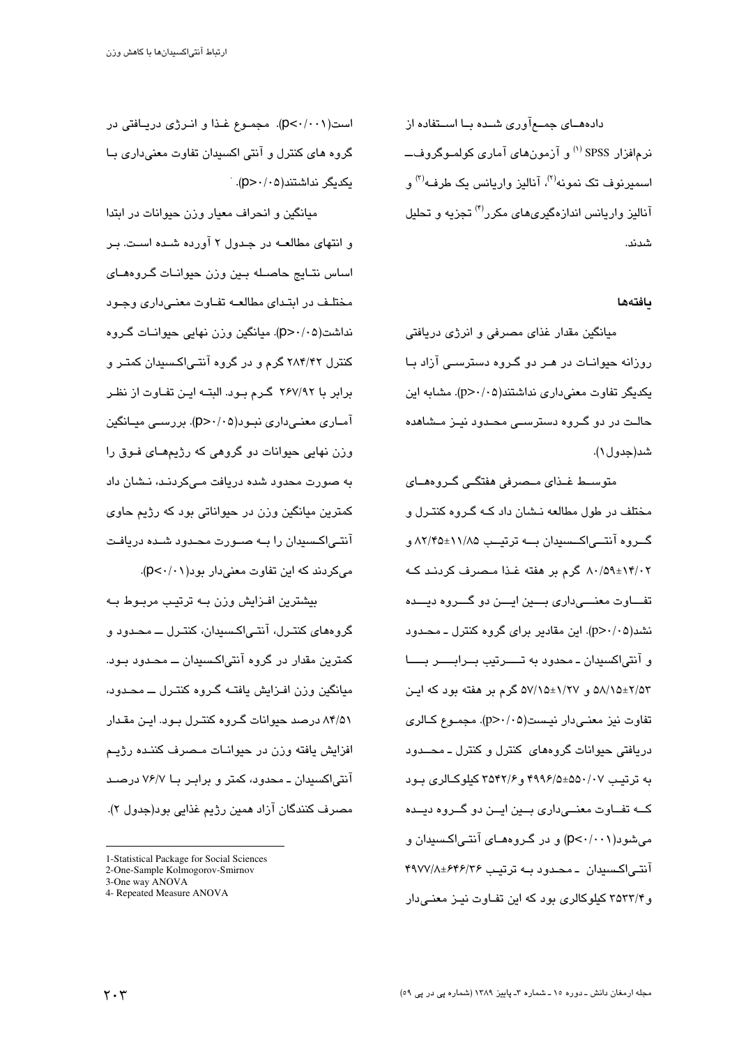داده‌های جمع‌آوری شده با استفاده از نرم‌افزار SPSS [1] و آزمون‌های آماری کولموگروف ـ اسمیرنوف تک نمونه[2]، آنالیز واریانس یک طرفه[3] و آنالیز واریانس اندازه‌گیری‌های مکرر[4] تجزیه و تحلیل شدند.

**یافته‌ها**

میانگین مقدار غذای مصرفی و انرژی دریافتی روزانه حیوانات در هر دو گروه دسترسی آزاد با یکدیگر تفاوت معنی‌داری نداشتند(p>۰/۰۵). مشابه این حالت در دو گروه دسترسی محدود نیز مشاهده شد(جدول۱).

متوسط غذای مصرفی هفتگی گروه‌های مختلف در طول مطالعه نشان داد که گروه کنترل و گروه آنتی‌اکسیدان به ترتیب ۱۱/۸۵±۸۲/۴۵ و ۱۴/۰۲±۸۰/۵۹ گرم بر هفته غذا مصرف کردند که تفاوت معنی‌داری بین این دو گروه دیده نشد(p>۰/۰۵). این مقادیر برای گروه کنترل ـ محدود و آنتی‌اکسیدان ـ محدود به ترتیب برابر با ۲/۵۳±۵۸/۱۵ و ۱/۲۷±۵۷/۱۵ گرم بر هفته بود که این تفاوت نیز معنی‌دار نیست(p>۰/۰۵). مجموع کالری دریافتی حیوانات گروه‌های کنترل و کنترل ـ محدود به ترتیب ۵۵۰/۰۷±۴۹۹۶/۵ و۳۵۴۲/۶ کیلوکالری بود که تفاوت معنی‌داری بین این دو گروه دیده می‌شود(p<۰/۰۰۱) و در گروه‌های آنتی‌اکسیدان و آنتی‌اکسیدان ـ محدود به ترتیب ۶۴۶/۳۶±۴۹۷۷/۸ و۳۵۳۳/۴ کیلوکالری بود که این تفاوت نیز معنی‌دار است(p<۰/۰۰۱). مجموع غذا و انرژی دریافتی در گروه های کنترل و آنتی اکسیدان تفاوت معنی‌داری با یکدیگر نداشتند(p>۰/۰۵).

میانگین و انحراف معیار وزن حیوانات در ابتدا و انتهای مطالعه در جدول ۲ آورده شده است. بر اساس نتایج حاصله بین وزن حیوانات گروه‌های مختلف در ابتدای مطالعه تفاوت معنی‌داری وجود نداشت(p>۰/۰۵). میانگین وزن نهایی حیوانات گروه کنترل ۲۸۴/۴۲ گرم و در گروه آنتی‌اکسیدان کمتر و برابر با ۲۶۷/۹۲ گرم بود. البته این تفاوت از نظر آماری معنی‌داری نبود(p>۰/۰۵). بررسی میانگین وزن نهایی حیوانات دو گروهی که رژیم‌های فوق را به صورت محدود شده دریافت می‌کردند، نشان داد کمترین میانگین وزن در حیواناتی بود که رژیم حاوی آنتی‌اکسیدان را به صورت محدود شده دریافت می‌کردند که این تفاوت معنی‌دار بود(p<۰/۰۱).

بیشترین افزایش وزن به ترتیب مربوط به گروه‌های کنترل، آنتی‌اکسیدان، کنترل ـ محدود و کمترین مقدار در گروه آنتی‌اکسیدان ـ محدود بود. میانگین وزن افزایش یافته گروه کنترل ـ محدود، ۸۴/۵۱ درصد حیوانات گروه کنترل بود. این مقدار افزایش یافته وزن در حیوانات مصرف کننده رژیم آنتی‌اکسیدان ـ محدود، کمتر و برابر با ۷۶/۷ درصد مصرف کنندگان آزاد همین رژیم غذایی بود(جدول ۲).

---

1-Statistical Package for Social Sciences
2-One-Sample Kolmogorov-Smirnov
3-One way ANOVA
4- Repeated Measure ANOVA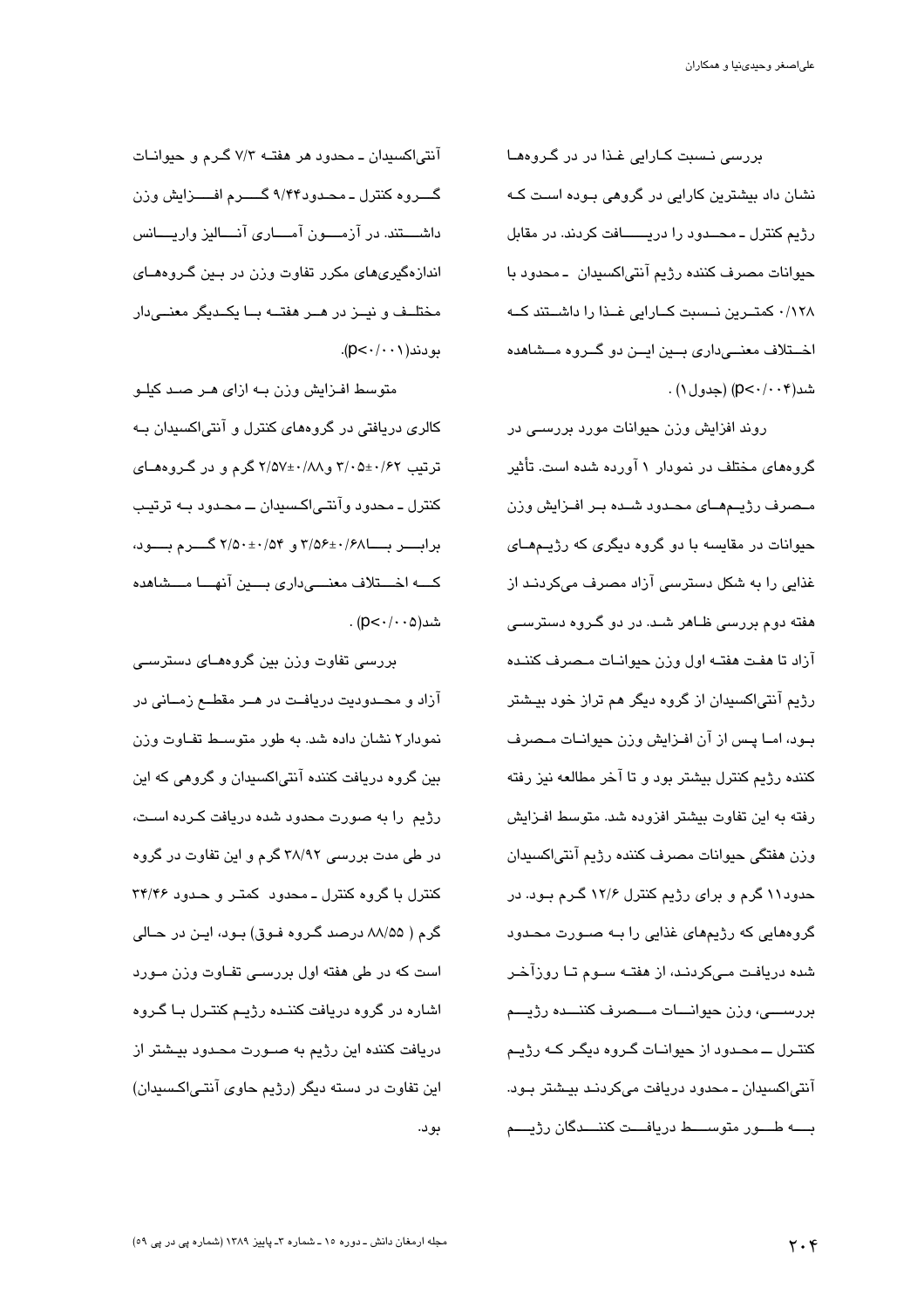بررسی نسبت کارایی غذا در در گروه‌ها نشان داد بیشترین کارایی در گروهی بوده است که رژیم کنترل ـ محدود را دریافت کردند. در مقابل حیوانات مصرف کننده رژیم آنتی‌اکسیدان ـ محدود با ۰/۱۲۸ کمترین نسبت کارایی غذا را داشتند که اختلاف معنی‌داری بین این دو گروه مشاهده شد(p<۰/۰۰۴) (جدول ۱) .

روند افزایش وزن حیوانات مورد بررسی در گروه‌های مختلف در نمودار ۱ آورده شده است. تأثیر مصرف رژیم‌های محدود شده بر افزایش وزن حیوانات در مقایسه با دو گروه دیگری که رژیم‌های غذایی را به شکل دسترسی آزاد مصرف می‌کردند از هفته دوم بررسی ظاهر شد. در دو گروه دسترسی آزاد تا هفت هفته اول وزن حیوانات مصرف کننده رژیم آنتی‌اکسیدان از گروه دیگر هم تراز خود بیشتر بود، اما پس از آن افزایش وزن حیوانات مصرف کننده رژیم کنترل بیشتر بود و تا آخر مطالعه نیز رفته رفته به این تفاوت بیشتر افزوده شد. متوسط افزایش وزن هفتگی حیوانات مصرف کننده رژیم آنتی‌اکسیدان حدود۱۱ گرم و برای رژیم کنترل ۱۲/۶ گرم بود. در گروه‌هایی که رژیم‌های غذایی را به صورت محدود شده دریافت می‌کردند، از هفته سوم تا روزآخر بررسی، وزن حیوانات مصرف کننده رژیم کنترل ـ محدود از حیوانات گروه دیگر که رژیم آنتی‌اکسیدان ـ محدود دریافت می‌کردند بیشتر بود. به طور متوسط دریافت کنندگان رژیم آنتی‌اکسیدان ـ محدود هر هفته ۷/۳ گرم و حیوانات گروه کنترل ـ محدود۹/۴۴ گرم افزایش وزن داشتند. در آزمون آماری آنالیز واریانس اندازه‌گیری‌های مکرر تفاوت وزن در بین گروه‌های مختلف و نیز در هر هفته با یکدیگر معنی‌دار بودند(p<۰/۰۰۱).

متوسط افزایش وزن به ازای هر صد کیلو کالری دریافتی در گروه‌های کنترل و آنتی‌اکسیدان به ترتیب ۳/۰۵±۰/۶۲ و۲/۵۷±۰/۸۸ گرم و در گروه‌های کنترل ـ محدود وآنتی‌اکسیدان ــ محدود به ترتیب برابر با۳/۵۶±۰/۶۸ و ۲/۵۰±۰/۵۴ گرم بود، که اختلاف معنی‌داری بین آنها مشاهده شد(p<۰/۰۰۵) .

بررسی تفاوت وزن بین گروه‌های دسترسی آزاد و محدودیت دریافت در هر مقطع زمانی در نمودار۲ نشان داده شد. به طور متوسط تفاوت وزن بین گروه دریافت کننده آنتی‌اکسیدان و گروهی که این رژیم را به صورت محدود شده دریافت کرده است، در طی مدت بررسی ۳۸/۹۲ گرم و این تفاوت در گروه کنترل با گروه کنترل ـ محدود کمتر و حدود ۳۴/۴۶ گرم ( ۸۸/۵۵ درصد گروه فوق) بود، این در حالی است که در طی هفته اول بررسی تفاوت وزن مورد اشاره در گروه دریافت کننده رژیم کنترل با گروه دریافت کننده این رژیم به صورت محدود بیشتر از این تفاوت در دسته دیگر (رژیم حاوی آنتی‌اکسیدان) بود.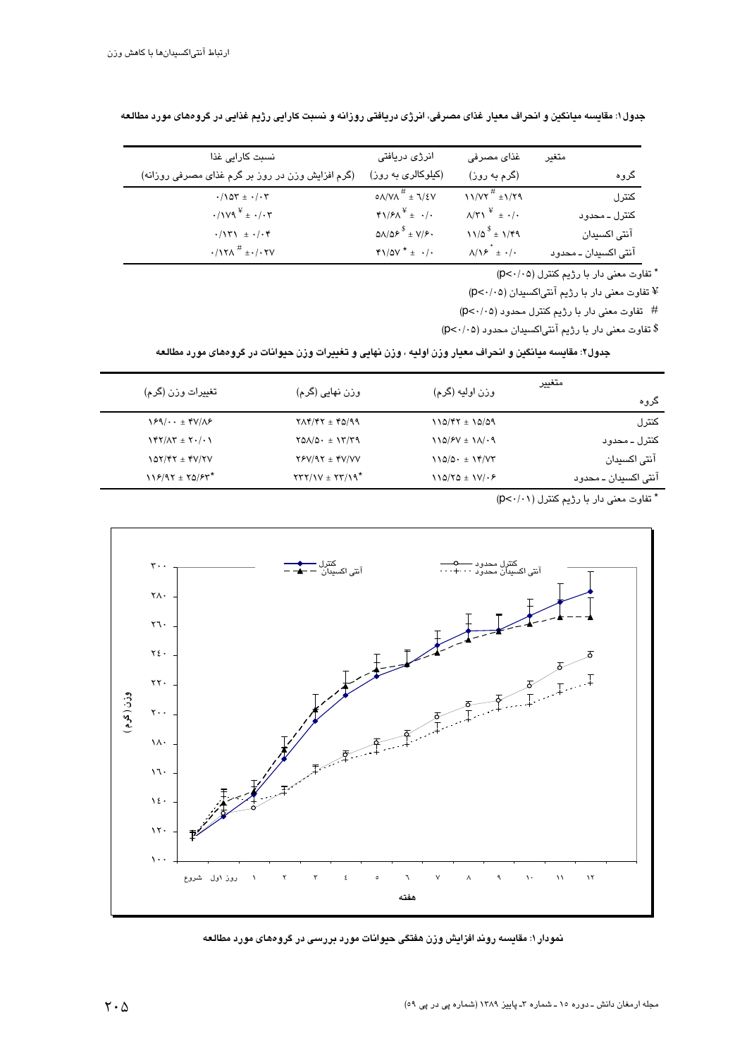جدول۱: مقایسه میانگین و انحراف معیار غذای مصرفی، انرژی دریافتی روزانه و نسبت کارایی رژیم غذایی در گروه‌های مورد مطالعه

| متغیر / گروه | غذای مصرفی (گرم به روز) | انرژی دریافتی (کیلوکالری به روز) | نسبت کارایی غذا (گرم افزایش وزن در روز بر گرم غذای مصرفی روزانه) |
|---|---|---|---|
| کنترل | ۱۱/۷۲ # ±۱/۲۹ | ۵۸/۷۸ # ± ۶/۴۷ | ۰/۱۵۳ ± ۰/۰۳ |
| کنترل ـ محدود | ۸/۳۱ ¥ ± ۰/۰ | ۴۱/۶۸ ¥ ± ۰/۰ | ۰/۱۷۹ ¥ ± ۰/۰۳ |
| آنتی اکسیدان | ۱۱/۵ $ ± ۱/۴۹ | ۵۸/۵۶ $ ± ۷/۶۰ | ۰/۱۳۱ ± ۰/۰۴ |
| آنتی اکسیدان ـ محدود | ۸/۱۶ * ± ۰/۰ | ۴۱/۵۷ * ± ۰/۰ | ۰/۱۲۸ # ±۰/۰۲۷ |

* تفاوت معنی دار با رژیم کنترل (p<۰/۰۵)

¥ تفاوت معنی دار با رژیم آنتی‌اکسیدان (p<۰/۰۵)

# تفاوت معنی دار با رژیم کنترل محدود (p<۰/۰۵)

$ تفاوت معنی دار با رژیم آنتی‌اکسیدان محدود (p<۰/۰۵)

جدول۲: مقایسه میانگین و انحراف معیار وزن اولیه ، وزن نهایی و تغییرات وزن حیوانات در گروه‌های مورد مطالعه

| متغیر / گروه | وزن اولیه (گرم) | وزن نهایی (گرم) | تغییرات وزن (گرم) |
|---|---|---|---|
| کنترل | ۱۱۵/۴۲ ± ۱۵/۵۹ | ۲۸۴/۴۲ ± ۴۵/۹۹ | ۱۶۹/۰۰ ± ۴۷/۸۶ |
| کنترل ـ محدود | ۱۱۵/۶۷ ± ۱۸/۰۹ | ۲۵۸/۵۰ ± ۱۳/۳۹ | ۱۴۲/۸۳ ± ۲۰/۰۱ |
| آنتی اکسیدان | ۱۱۵/۵۰ ± ۱۴/۷۳ | ۲۶۷/۹۲ ± ۴۷/۷۷ | ۱۵۲/۴۲ ± ۴۷/۲۷ |
| آنتی اکسیدان ـ محدود | ۱۱۵/۲۵ ± ۱۷/۰۶ | ۲۳۲/۱۷ ± ۲۳/۱۹* | ۱۱۶/۹۲ ± ۲۵/۶۳* |

* تفاوت معنی دار با رژیم کنترل (p<۰/۰۱)

کنترل
آنتی اکسیدان
کنترل محدود
آنتی اکسیدان محدود
وزن (گرم)
۱۰۰ ۱۲۰ ۱۴۰ ۱۶۰ ۱۸۰ ۲۰۰ ۲۲۰ ۲۴۰ ۲۶۰ ۲۸۰ ۳۰۰
شروع روز اول ۱ ۲ ۳ ۴ ۵ ۶ ۷ ۸ ۹ ۱۰ ۱۱ ۱۲
هفته

نمودار۱: مقایسه روند افزایش وزن هفتگی حیوانات مورد بررسی در گروه‌های مورد مطالعه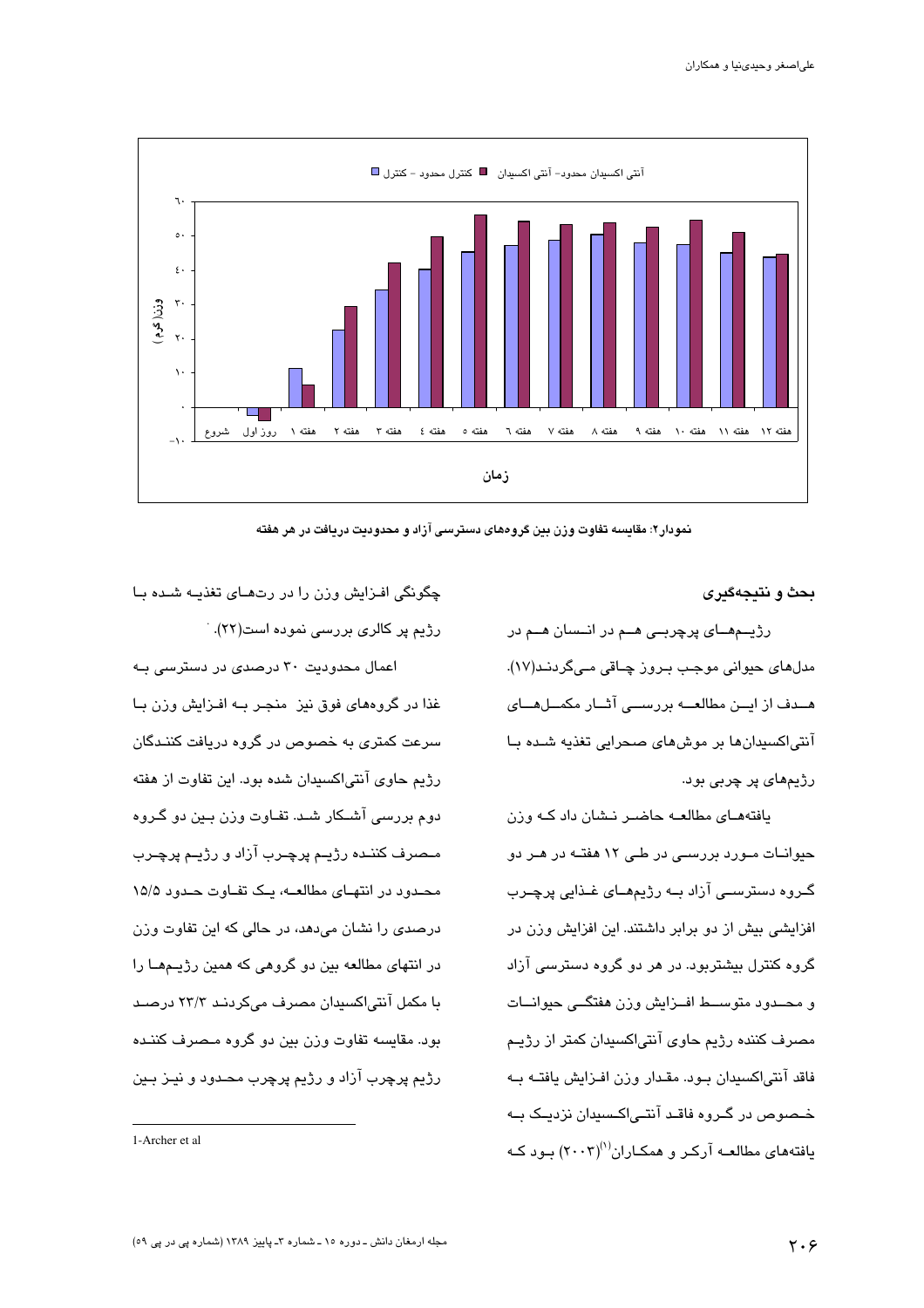آنتی اکسیدان محدود- آنتی اکسیدان ■ کنترل محدود - کنترل ■

۶۰
۵۰
۴۰
۳۰
۲۰
۱۰
۰
-۱۰

وزن (گرم)

شروع روز اول هفته ۱ هفته ۲ هفته ۳ هفته ٤ هفته ٥ هفته ٦ هفته ۷ هفته ۸ هفته ۹ هفته ۱۰ هفته ۱۱ هفته ۱۲

زمان

**نمودار۲: مقایسه تفاوت وزن بین گروه‌های دسترسی آزاد و محدودیت دریافت در هر هفته**

## بحث و نتیجه‌گیری

رژیم‌های پرچربی هم در انسان هم در مدل‌های حیوانی موجب بروز چاقی می‌گردند(۱۷). هدف از این مطالعه بررسی آثار مکمل‌های آنتی‌اکسیدان‌ها بر موش‌های صحرایی تغذیه شده با رژیم‌های پر چربی بود.

یافته‌های مطالعه حاضر نشان داد که وزن حیوانات مورد بررسی در طی ۱۲ هفته در هر دو گروه دسترسی آزاد به رژیم‌های غذایی پرچرب افزایشی بیش از دو برابر داشتند. این افزایش وزن در گروه کنترل بیشتربود. در هر دو گروه دسترسی آزاد و محدود متوسط افزایش وزن هفتگی حیوانات مصرف کننده رژیم حاوی آنتی‌اکسیدان کمتر از رژیم فاقد آنتی‌اکسیدان بود. مقدار وزن افزایش یافته به خصوص در گروه فاقد آنتی‌اکسیدان نزدیک به یافته‌های مطالعه آرکر و همکاران[1](۲۰۰۳) بود که چگونگی افزایش وزن را در رت‌های تغذیه شده با رژیم پر کالری بررسی نموده است(۲۲).

اعمال محدودیت ۳۰ درصدی در دسترسی به غذا در گروه‌های فوق نیز منجر به افزایش وزن با سرعت کمتری به خصوص در گروه دریافت کنندگان رژیم حاوی آنتی‌اکسیدان شده بود. این تفاوت از هفته دوم بررسی آشکار شد. تفاوت وزن بین دو گروه مصرف کننده رژیم پرچرب آزاد و رژیم پرچرب محدود در انتهای مطالعه، یک تفاوت حدود ۱۵/۵ درصدی را نشان می‌دهد، در حالی که این تفاوت وزن در انتهای مطالعه بین دو گروهی که همین رژیم‌ها را با مکمل آنتی‌اکسیدان مصرف می‌کردند ۲۳/۳ درصد بود. مقایسه تفاوت وزن بین دو گروه مصرف کننده رژیم پرچرب آزاد و رژیم پرچرب محدود و نیز بین

1-Archer et al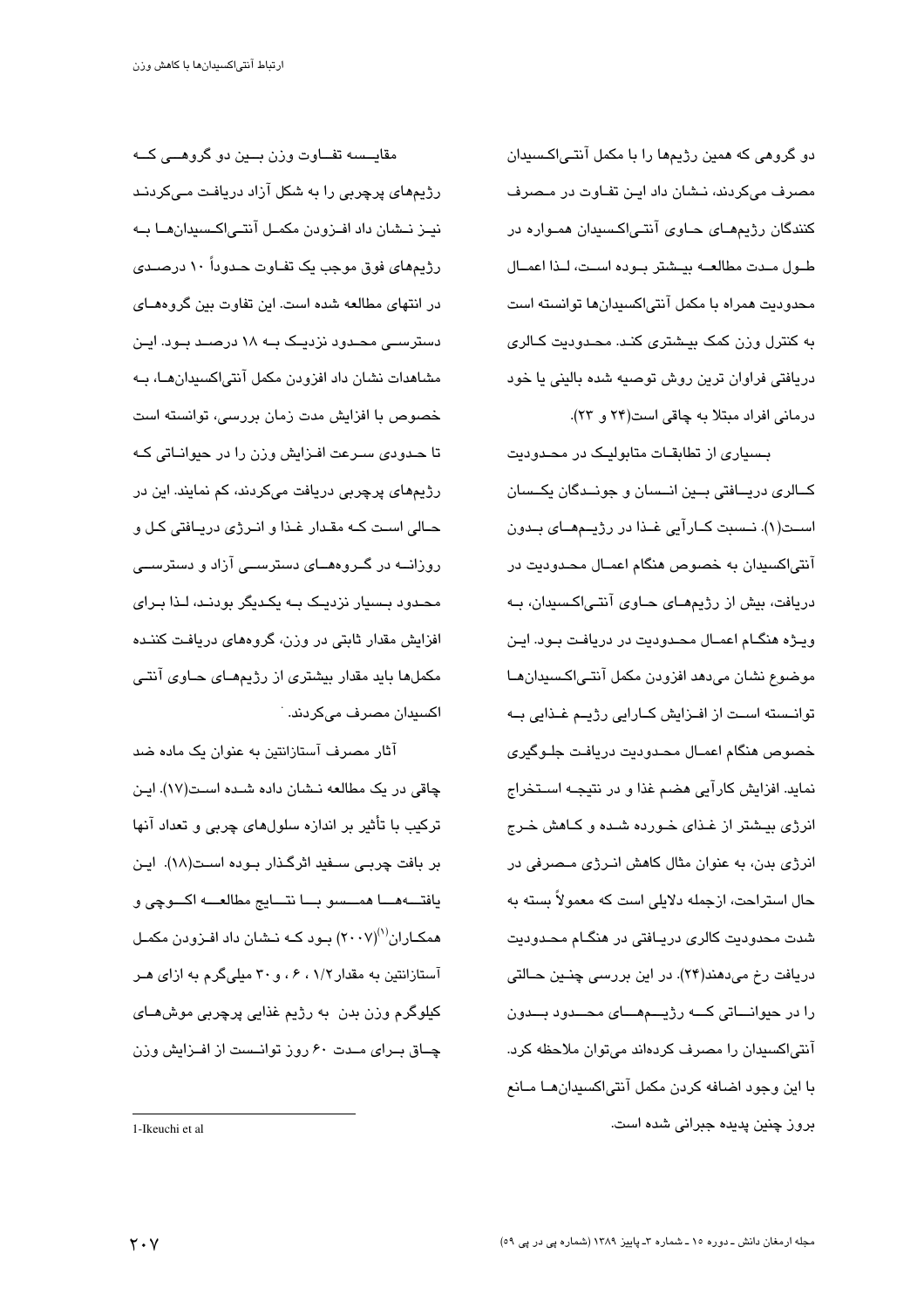دو گروهی که همین رژیم‌ها را با مکمل آنتی‌اکسیدان مصرف می‌کردند، نشان داد این تفاوت در مصرف کنندگان رژیم‌های حاوی آنتی‌اکسیدان همواره در طول مدت مطالعه بیشتر بوده است، لذا اعمال محدودیت همراه با مکمل آنتی‌اکسیدان‌ها توانسته است به کنترل وزن کمک بیشتری کند. محدودیت کالری دریافتی فراوان ترین روش توصیه شده بالینی یا خود درمانی افراد مبتلا به چاقی است(۲۴ و ۲۳).

بسیاری از تطابقات متابولیک در محدودیت کالری دریافتی بین انسان و جوندگان یکسان است(۱). نسبت کارآیی غذا در رژیم‌های بدون آنتی‌اکسیدان به خصوص هنگام اعمال محدودیت در دریافت، بیش از رژیم‌های حاوی آنتی‌اکسیدان، به ویژه هنگام اعمال محدودیت در دریافت بود. این موضوع نشان می‌دهد افزودن مکمل آنتی‌اکسیدان‌ها توانسته است از افزایش کارایی رژیم غذایی به خصوص هنگام اعمال محدودیت دریافت جلوگیری نماید. افزایش کارآیی هضم غذا و در نتیجه استخراج انرژی بیشتر از غذای خورده شده و کاهش خرج انرژی بدن، به عنوان مثال کاهش انرژی مصرفی در حال استراحت، ازجمله دلایلی است که معمولاً بسته به شدت محدودیت کالری دریافتی در هنگام محدودیت دریافت رخ می‌دهند(۲۴). در این بررسی چنین حالتی را در حیواناتی که رژیم‌های محدود بدون آنتی‌اکسیدان را مصرف کرده‌اند می‌توان ملاحظه کرد. با این وجود اضافه کردن مکمل آنتی‌اکسیدان‌ها مانع بروز چنین پدیده جبرانی شده است.

مقایسه تفاوت وزن بین دو گروهی که رژیم‌های پرچربی را به شکل آزاد دریافت می‌کردند نیز نشان داد افزودن مکمل آنتی‌اکسیدان‌ها به رژیم‌های فوق موجب یک تفاوت حدوداً ۱۰ درصدی در انتهای مطالعه شده است. این تفاوت بین گروه‌های دسترسی محدود نزدیک به ۱۸ درصد بود. این مشاهدات نشان داد افزودن مکمل آنتی‌اکسیدان‌ها، به خصوص با افزایش مدت زمان بررسی، توانسته است تا حدودی سرعت افزایش وزن را در حیواناتی که رژیم‌های پرچربی دریافت می‌کردند، کم نمایند. این در حالی است که مقدار غذا و انرژی دریافتی کل و روزانه در گروه‌های دسترسی آزاد و دسترسی محدود بسیار نزدیک به یکدیگر بودند، لذا برای افزایش مقدار ثابتی در وزن، گروه‌های دریافت کننده مکمل‌ها باید مقدار بیشتری از رژیم‌های حاوی آنتی اکسیدان مصرف می‌کردند.

آثار مصرف آستازانتین به عنوان یک ماده ضد چاقی در یک مطالعه نشان داده شده است(۱۷). این ترکیب با تأثیر بر اندازه سلول‌های چربی و تعداد آنها بر بافت چربی سفید اثرگذار بوده است(۱۸). این یافته‌ها همسو با نتایج مطالعه اکوچی و همکاران[1](۲۰۰۷) بود که نشان داد افزودن مکمل آستازانتین به مقدار ۱/۲ ، ۶ ، و ۳۰ میلی‌گرم به ازای هر کیلوگرم وزن بدن به رژیم غذایی پرچربی موش‌های چاق برای مدت ۶۰ روز توانست از افزایش وزن

1-Ikeuchi et al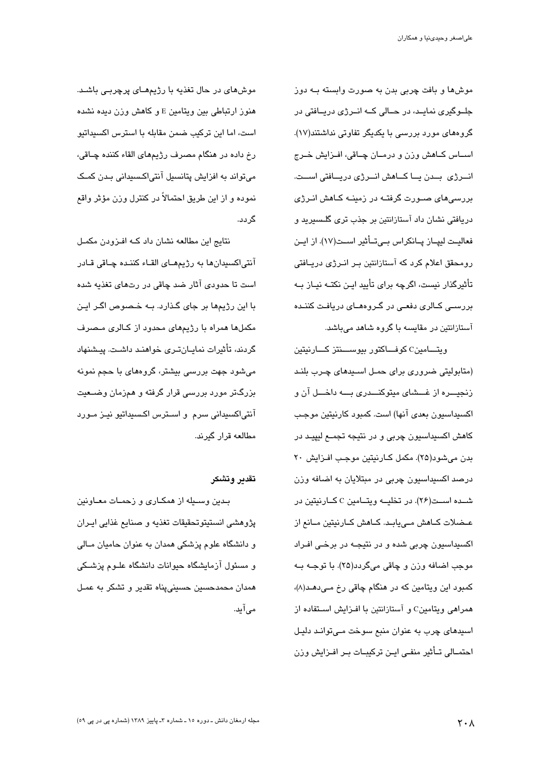موش‌ها و بافت چربی بدن به صورت وابسته بـه دوز جلـوگیری نمایـد، در حـالی کـه انـرژی دریـافتی در گروه‌های مورد بررسی با یکدیگر تفاوتی نداشتند(۱۷). اسـاس کـاهش وزن و درمـان چـاقی، افـزایش خـرج انـرژی بـدن یـا کـاهش انـرژی دریـافتی اسـت. بررسی‌های صـورت گرفتـه در زمینـه کـاهش انـرژی دریافتی نشان داد آستازانتین بر جذب تری گلسیرید و فعالیـت لیپـاز پـانکراس بـی‌تـأثیر اسـت(۱۷). از ایـن رومحقق اعلام کرد که آستازانتین بـر انـرژی دریـافتی تأثیرگذار نیست، اگرچه برای تأیید ایـن نکتـه نیـاز بـه بررسـی کـالری دفعـی در گـروه‌هـای دریافت کننـده آستازانتین در مقایسه با گروه شاهد می‌باشد.

ویتـامینC کوفـاکتور بیوسـنتز کـارنیتین (متابولیتی ضروری برای حمـل اسـیدهای چـرب بلنـد زنجیـره از غـشای میتوکنـدری بـه داخـل آن و اکسیداسیون بعدی آنها) است. کمبود کارنیتین موجـب کاهش اکسیداسیون چربی و در نتیجه تجمـع لیپیـد در بدن می‌شود(۲۵). مکمل کـارنیتین موجـب افـزایش ۲۰ درصد اکسیداسیون چربی در مبتلایان به اضافه وزن شـده اسـت(۲۶). در تخلیـه ویتـامین C کـارنیتین در عـضلات کـاهش مـی‌یابـد. کـاهش کـارنیتین مـانع از اکسیداسیون چربی شده و در نتیجـه در برخـی افـراد موجب اضافه وزن و چاقی می‌گردد(۲۵). با توجـه بـه کمبود این ویتامین که در هنگام چاقی رخ مـی‌دهـد(۸)، همراهی ویتامینC و آستازانتین با افـزایش اسـتفاده از اسیدهای چرب به عنوان منبع سوخت مـی‌توانـد دلیـل احتمـالی تـأثیر منفـی ایـن ترکیبـات بـر افـزایش وزن موش‌های در حال تغذیه با رژیم‌هـای پرچربـی باشـد. هنوز ارتباطی بین ویتامین E و کاهش وزن دیده نشده است، اما این ترکیب ضمن مقابله با استرس اکسیداتیو رخ داده در هنگام مصرف رژیم‌های القاء کننده چـاقی، می‌تواند به افزایش پتانسیل آنتی‌اکسیدانی بـدن کمـک نموده و از این طریق احتمالاً در کنترل وزن مؤثر واقع گردد.

نتایج این مطالعه نشان داد کـه افـزودن مکمـل آنتی‌اکسیدان‌ها به رژیم‌هـای القـاء کننـده چـاقی قـادر است تا حدودی آثار ضد چاقی در رت‌های تغذیه شده با این رژیم‌ها بر جای گذارد. بـه خـصوص اگـر ایـن مکمل‌ها همراه با رژیم‌های محدود از کـالری مـصرف گردند، تأثیرات نمایـان‌تـری خواهنـد داشـت. پیـشنهاد می‌شود جهت بررسی بیشتر، گروه‌های با حجم نمونه بزرگ‌تر مورد بررسی قرار گرفته و هم‌زمان وضـعیت آنتی‌اکسیدانی سرم و اسـترس اکسیداتیو نیـز مـورد مطالعه قرار گیرند.

### تقدیر وتشکر

بـدین وسـیله از همکـاری و زحمـات معـاونین پژوهشی انستیتوتحقیقات تغذیه و صنایع غذایی ایـران و دانشگاه علوم پزشکی همدان به عنوان حامیان مـالی و مسئول آزمایشگاه حیوانات دانشگاه علـوم پزشـکی همدان محمدحسین حسینی‌پناه تقدیر و تشکر به عمـل می‌آید.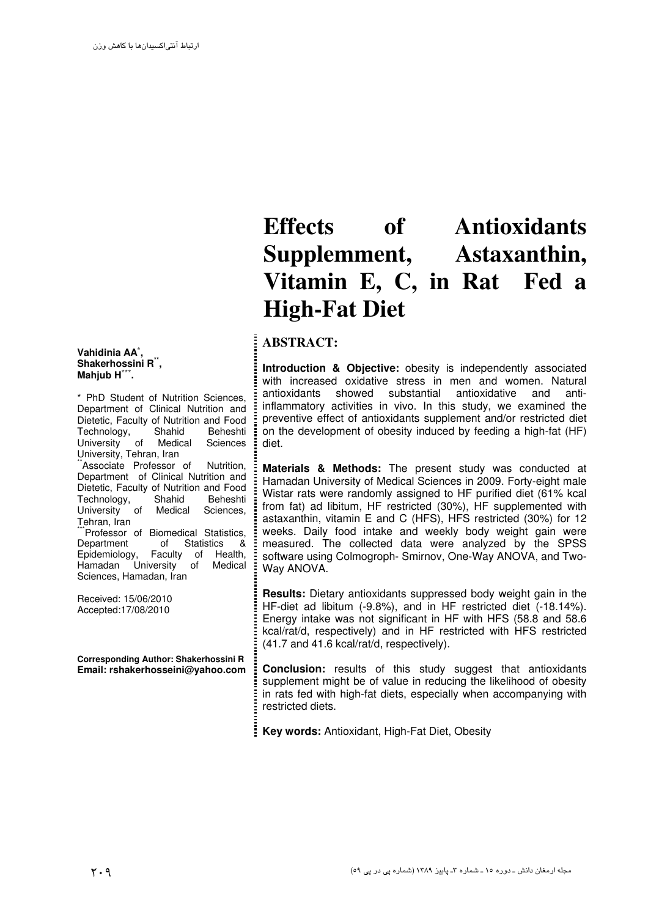# Effects of Antioxidants Supplemment, Astaxanthin, Vitamin E, C, in Rat Fed a High-Fat Diet

**Vahidinia AA[*], Shakerhossini R[**], Mahjub H[***].**

[*] PhD Student of Nutrition Sciences, Department of Clinical Nutrition and Dietetic, Faculty of Nutrition and Food Technology, Shahid Beheshti University of Medical Sciences University, Tehran, Iran

[**] Associate Professor of Nutrition, Department of Clinical Nutrition and Dietetic, Faculty of Nutrition and Food Technology, Shahid Beheshti University of Medical Sciences, Tehran, Iran

[***] Professor of Biomedical Statistics, Department of Statistics & Epidemiology, Faculty of Health, Hamadan University of Medical Sciences, Hamadan, Iran

Received: 15/06/2010
Accepted:17/08/2010

**Corresponding Author: Shakerhossini R**
**Email: rshakerhosseini@yahoo.com**

## ABSTRACT:

**Introduction & Objective:** obesity is independently associated with increased oxidative stress in men and women. Natural antioxidants showed substantial antioxidative and anti-inflammatory activities in vivo. In this study, we examined the preventive effect of antioxidants supplement and/or restricted diet on the development of obesity induced by feeding a high-fat (HF) diet.

**Materials & Methods:** The present study was conducted at Hamadan University of Medical Sciences in 2009. Forty-eight male Wistar rats were randomly assigned to HF purified diet (61% kcal from fat) ad libitum, HF restricted (30%), HF supplemented with astaxanthin, vitamin E and C (HFS), HFS restricted (30%) for 12 weeks. Daily food intake and weekly body weight gain were measured. The collected data were analyzed by the SPSS software using Colmogroph- Smirnov, One-Way ANOVA, and Two-Way ANOVA.

**Results:** Dietary antioxidants suppressed body weight gain in the HF-diet ad libitum (-9.8%), and in HF restricted diet (-18.14%). Energy intake was not significant in HF with HFS (58.8 and 58.6 kcal/rat/d, respectively) and in HF restricted with HFS restricted (41.7 and 41.6 kcal/rat/d, respectively).

**Conclusion:** results of this study suggest that antioxidants supplement might be of value in reducing the likelihood of obesity in rats fed with high-fat diets, especially when accompanying with restricted diets.

**Key words:** Antioxidant, High-Fat Diet, Obesity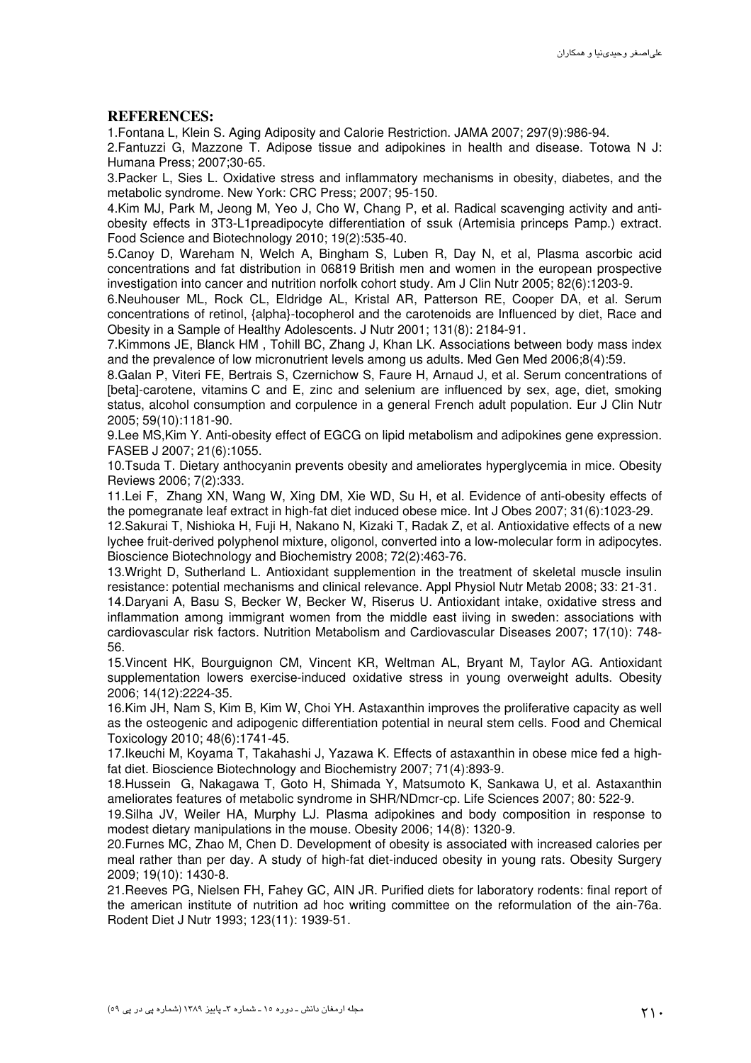## REFERENCES:

1.Fontana L, Klein S. Aging Adiposity and Calorie Restriction. JAMA 2007; 297(9):986-94.

2.Fantuzzi G, Mazzone T. Adipose tissue and adipokines in health and disease. Totowa N J: Humana Press; 2007;30-65.

3.Packer L, Sies L. Oxidative stress and inflammatory mechanisms in obesity, diabetes, and the metabolic syndrome. New York: CRC Press; 2007; 95-150.

4.Kim MJ, Park M, Jeong M, Yeo J, Cho W, Chang P, et al. Radical scavenging activity and anti-obesity effects in 3T3-L1preadipocyte differentiation of ssuk (Artemisia princeps Pamp.) extract. Food Science and Biotechnology 2010; 19(2):535-40.

5.Canoy D, Wareham N, Welch A, Bingham S, Luben R, Day N, et al, Plasma ascorbic acid concentrations and fat distribution in 06819 British men and women in the european prospective investigation into cancer and nutrition norfolk cohort study. Am J Clin Nutr 2005; 82(6):1203-9.

6.Neuhouser ML, Rock CL, Eldridge AL, Kristal AR, Patterson RE, Cooper DA, et al. Serum concentrations of retinol, {alpha}-tocopherol and the carotenoids are Influenced by diet, Race and Obesity in a Sample of Healthy Adolescents. J Nutr 2001; 131(8): 2184-91.

7.Kimmons JE, Blanck HM , Tohill BC, Zhang J, Khan LK. Associations between body mass index and the prevalence of low micronutrient levels among us adults. Med Gen Med 2006;8(4):59.

8.Galan P, Viteri FE, Bertrais S, Czernichow S, Faure H, Arnaud J, et al. Serum concentrations of [beta]-carotene, vitamins C and E, zinc and selenium are influenced by sex, age, diet, smoking status, alcohol consumption and corpulence in a general French adult population. Eur J Clin Nutr 2005; 59(10):1181-90.

9.Lee MS,Kim Y. Anti-obesity effect of EGCG on lipid metabolism and adipokines gene expression. FASEB J 2007; 21(6):1055.

10.Tsuda T. Dietary anthocyanin prevents obesity and ameliorates hyperglycemia in mice. Obesity Reviews 2006; 7(2):333.

11.Lei F, Zhang XN, Wang W, Xing DM, Xie WD, Su H, et al. Evidence of anti-obesity effects of the pomegranate leaf extract in high-fat diet induced obese mice. Int J Obes 2007; 31(6):1023-29.

12.Sakurai T, Nishioka H, Fuji H, Nakano N, Kizaki T, Radak Z, et al. Antioxidative effects of a new lychee fruit-derived polyphenol mixture, oligonol, converted into a low-molecular form in adipocytes. Bioscience Biotechnology and Biochemistry 2008; 72(2):463-76.

13.Wright D, Sutherland L. Antioxidant supplemention in the treatment of skeletal muscle insulin resistance: potential mechanisms and clinical relevance. Appl Physiol Nutr Metab 2008; 33: 21-31.

14.Daryani A, Basu S, Becker W, Becker W, Riserus U. Antioxidant intake, oxidative stress and inflammation among immigrant women from the middle east iiving in sweden: associations with cardiovascular risk factors. Nutrition Metabolism and Cardiovascular Diseases 2007; 17(10): 748-56.

15.Vincent HK, Bourguignon CM, Vincent KR, Weltman AL, Bryant M, Taylor AG. Antioxidant supplementation lowers exercise-induced oxidative stress in young overweight adults. Obesity 2006; 14(12):2224-35.

16.Kim JH, Nam S, Kim B, Kim W, Choi YH. Astaxanthin improves the proliferative capacity as well as the osteogenic and adipogenic differentiation potential in neural stem cells. Food and Chemical Toxicology 2010; 48(6):1741-45.

17.Ikeuchi M, Koyama T, Takahashi J, Yazawa K. Effects of astaxanthin in obese mice fed a high-fat diet. Bioscience Biotechnology and Biochemistry 2007; 71(4):893-9.

18.Hussein G, Nakagawa T, Goto H, Shimada Y, Matsumoto K, Sankawa U, et al. Astaxanthin ameliorates features of metabolic syndrome in SHR/NDmcr-cp. Life Sciences 2007; 80: 522-9.

19.Silha JV, Weiler HA, Murphy LJ. Plasma adipokines and body composition in response to modest dietary manipulations in the mouse. Obesity 2006; 14(8): 1320-9.

20.Furnes MC, Zhao M, Chen D. Development of obesity is associated with increased calories per meal rather than per day. A study of high-fat diet-induced obesity in young rats. Obesity Surgery 2009; 19(10): 1430-8.

21.Reeves PG, Nielsen FH, Fahey GC, AIN JR. Purified diets for laboratory rodents: final report of the american institute of nutrition ad hoc writing committee on the reformulation of the ain-76a. Rodent Diet J Nutr 1993; 123(11): 1939-51.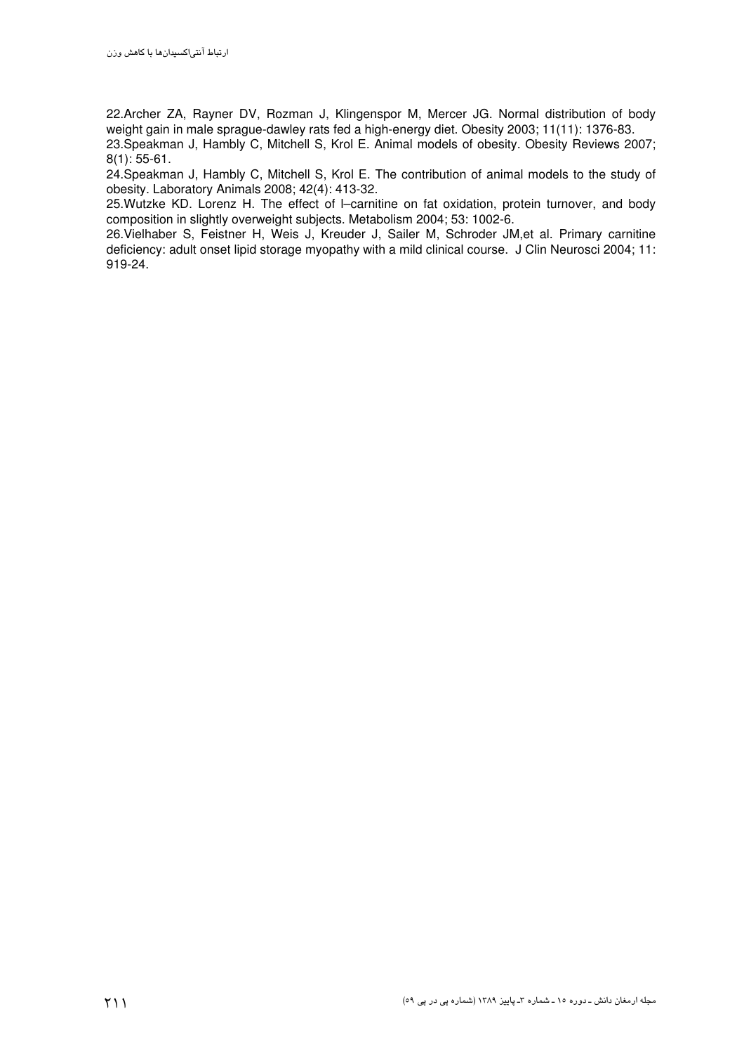22.Archer ZA, Rayner DV, Rozman J, Klingenspor M, Mercer JG. Normal distribution of body weight gain in male sprague-dawley rats fed a high-energy diet. Obesity 2003; 11(11): 1376-83.

23.Speakman J, Hambly C, Mitchell S, Krol E. Animal models of obesity. Obesity Reviews 2007; 8(1): 55-61.

24.Speakman J, Hambly C, Mitchell S, Krol E. The contribution of animal models to the study of obesity. Laboratory Animals 2008; 42(4): 413-32.

25.Wutzke KD. Lorenz H. The effect of l–carnitine on fat oxidation, protein turnover, and body composition in slightly overweight subjects. Metabolism 2004; 53: 1002-6.

26.Vielhaber S, Feistner H, Weis J, Kreuder J, Sailer M, Schroder JM,et al. Primary carnitine deficiency: adult onset lipid storage myopathy with a mild clinical course. J Clin Neurosci 2004; 11: 919-24.